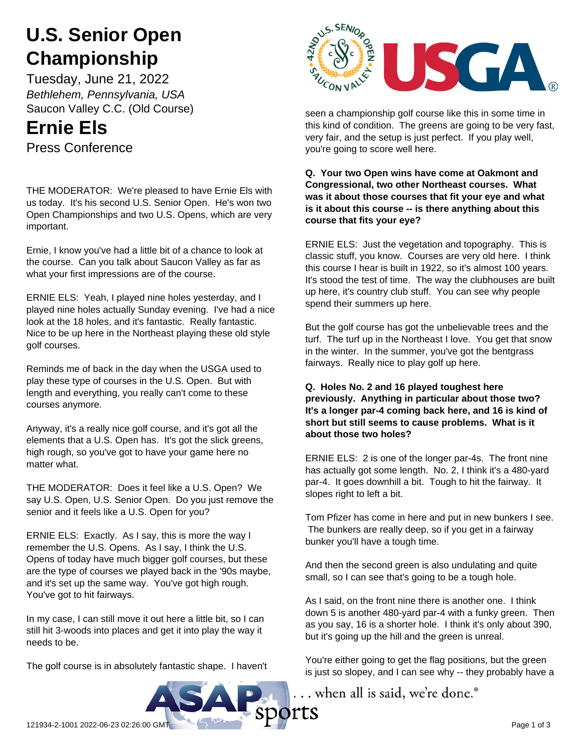# U.S. Senior Open Championship

Tuesday, June 21, 2022

*Bethlehem, Pennsylvania, USA*

Saucon Valley C.C. (Old Course)

# Ernie Els

Press Conference

THE MODERATOR: We're pleased to have Ernie Els with us today. It's his second U.S. Senior Open. He's won two Open Championships and two U.S. Opens, which are very important.

Ernie, I know you've had a little bit of a chance to look at the course. Can you talk about Saucon Valley as far as what your first impressions are of the course.

ERNIE ELS: Yeah, I played nine holes yesterday, and I played nine holes actually Sunday evening. I've had a nice look at the 18 holes, and it's fantastic. Really fantastic. Nice to be up here in the Northeast playing these old style golf courses.

Reminds me of back in the day when the USGA used to play these type of courses in the U.S. Open. But with length and everything, you really can't come to these courses anymore.

Anyway, it's a really nice golf course, and it's got all the elements that a U.S. Open has. It's got the slick greens, high rough, so you've got to have your game here no matter what.

THE MODERATOR: Does it feel like a U.S. Open? We say U.S. Open, U.S. Senior Open. Do you just remove the senior and it feels like a U.S. Open for you?

ERNIE ELS: Exactly. As I say, this is more the way I remember the U.S. Opens. As I say, I think the U.S. Opens of today have much bigger golf courses, but these are the type of courses we played back in the '90s maybe, and it's set up the same way. You've got high rough. You've got to hit fairways.

In my case, I can still move it out here a little bit, so I can still hit 3-woods into places and get it into play the way it needs to be.

The golf course is in absolutely fantastic shape. I haven't seen a championship golf course like this in some time in this kind of condition. The greens are going to be very fast, very fair, and the setup is just perfect. If you play well, you're going to score well here.

**Q. Your two Open wins have come at Oakmont and Congressional, two other Northeast courses. What was it about those courses that fit your eye and what is it about this course -- is there anything about this course that fits your eye?**

ERNIE ELS: Just the vegetation and topography. This is classic stuff, you know. Courses are very old here. I think this course I hear is built in 1922, so it's almost 100 years. It's stood the test of time. The way the clubhouses are built up here, it's country club stuff. You can see why people spend their summers up here.

But the golf course has got the unbelievable trees and the turf. The turf up in the Northeast I love. You get that snow in the winter. In the summer, you've got the bentgrass fairways. Really nice to play golf up here.

**Q. Holes No. 2 and 16 played toughest here previously. Anything in particular about those two? It's a longer par-4 coming back here, and 16 is kind of short but still seems to cause problems. What is it about those two holes?**

ERNIE ELS: 2 is one of the longer par-4s. The front nine has actually got some length. No. 2, I think it's a 480-yard par-4. It goes downhill a bit. Tough to hit the fairway. It slopes right to left a bit.

Tom Pfizer has come in here and put in new bunkers I see. The bunkers are really deep, so if you get in a fairway bunker you'll have a tough time.

And then the second green is also undulating and quite small, so I can see that's going to be a tough hole.

As I said, on the front nine there is another one. I think down 5 is another 480-yard par-4 with a funky green. Then as you say, 16 is a shorter hole. I think it's only about 390, but it's going up the hill and the green is unreal.

You're either going to get the flag positions, but the green is just so slopey, and I can see why -- they probably have a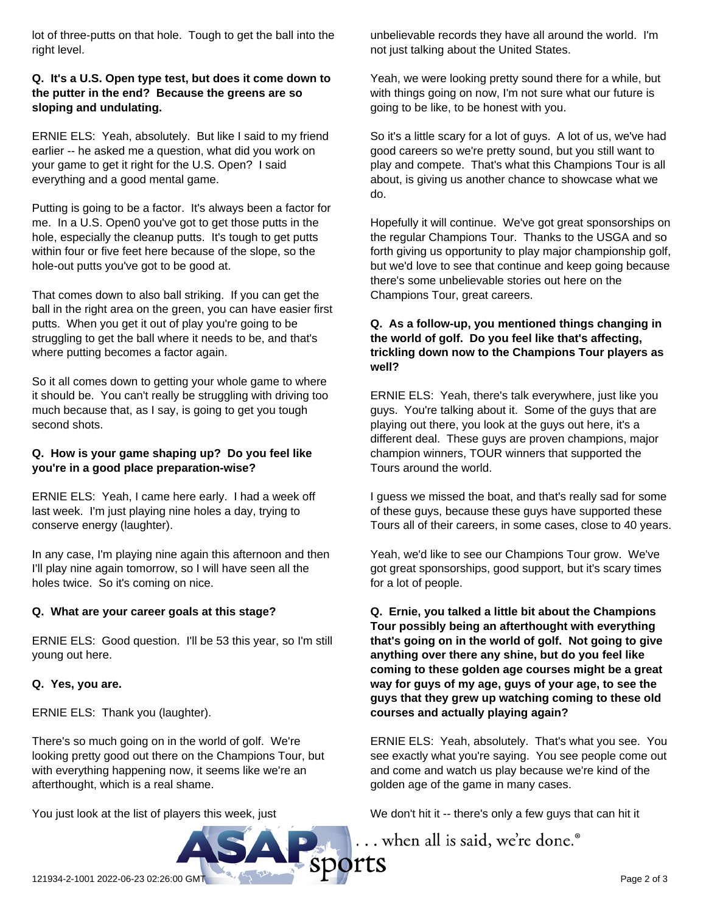lot of three-putts on that hole. Tough to get the ball into the right level.

**Q. It's a U.S. Open type test, but does it come down to the putter in the end? Because the greens are so sloping and undulating.**

ERNIE ELS: Yeah, absolutely. But like I said to my friend earlier -- he asked me a question, what did you work on your game to get it right for the U.S. Open? I said everything and a good mental game.

Putting is going to be a factor. It's always been a factor for me. In a U.S. Open0 you've got to get those putts in the hole, especially the cleanup putts. It's tough to get putts within four or five feet here because of the slope, so the hole-out putts you've got to be good at.

That comes down to also ball striking. If you can get the ball in the right area on the green, you can have easier first putts. When you get it out of play you're going to be struggling to get the ball where it needs to be, and that's where putting becomes a factor again.

So it all comes down to getting your whole game to where it should be. You can't really be struggling with driving too much because that, as I say, is going to get you tough second shots.

**Q. How is your game shaping up? Do you feel like you're in a good place preparation-wise?**

ERNIE ELS: Yeah, I came here early. I had a week off last week. I'm just playing nine holes a day, trying to conserve energy (laughter).

In any case, I'm playing nine again this afternoon and then I'll play nine again tomorrow, so I will have seen all the holes twice. So it's coming on nice.

**Q. What are your career goals at this stage?**

ERNIE ELS: Good question. I'll be 53 this year, so I'm still young out here.

**Q. Yes, you are.**

ERNIE ELS: Thank you (laughter).

There's so much going on in the world of golf. We're looking pretty good out there on the Champions Tour, but with everything happening now, it seems like we're an afterthought, which is a real shame.

You just look at the list of players this week, just unbelievable records they have all around the world. I'm not just talking about the United States.

Yeah, we were looking pretty sound there for a while, but with things going on now, I'm not sure what our future is going to be like, to be honest with you.

So it's a little scary for a lot of guys. A lot of us, we've had good careers so we're pretty sound, but you still want to play and compete. That's what this Champions Tour is all about, is giving us another chance to showcase what we do.

Hopefully it will continue. We've got great sponsorships on the regular Champions Tour. Thanks to the USGA and so forth giving us opportunity to play major championship golf, but we'd love to see that continue and keep going because there's some unbelievable stories out here on the Champions Tour, great careers.

**Q. As a follow-up, you mentioned things changing in the world of golf. Do you feel like that's affecting, trickling down now to the Champions Tour players as well?**

ERNIE ELS: Yeah, there's talk everywhere, just like you guys. You're talking about it. Some of the guys that are playing out there, you look at the guys out here, it's a different deal. These guys are proven champions, major champion winners, TOUR winners that supported the Tours around the world.

I guess we missed the boat, and that's really sad for some of these guys, because these guys have supported these Tours all of their careers, in some cases, close to 40 years.

Yeah, we'd like to see our Champions Tour grow. We've got great sponsorships, good support, but it's scary times for a lot of people.

**Q. Ernie, you talked a little bit about the Champions Tour possibly being an afterthought with everything that's going on in the world of golf. Not going to give anything over there any shine, but do you feel like coming to these golden age courses might be a great way for guys of my age, guys of your age, to see the guys that they grew up watching coming to these old courses and actually playing again?**

ERNIE ELS: Yeah, absolutely. That's what you see. You see exactly what you're saying. You see people come out and come and watch us play because we're kind of the golden age of the game in many cases.

We don't hit it -- there's only a few guys that can hit it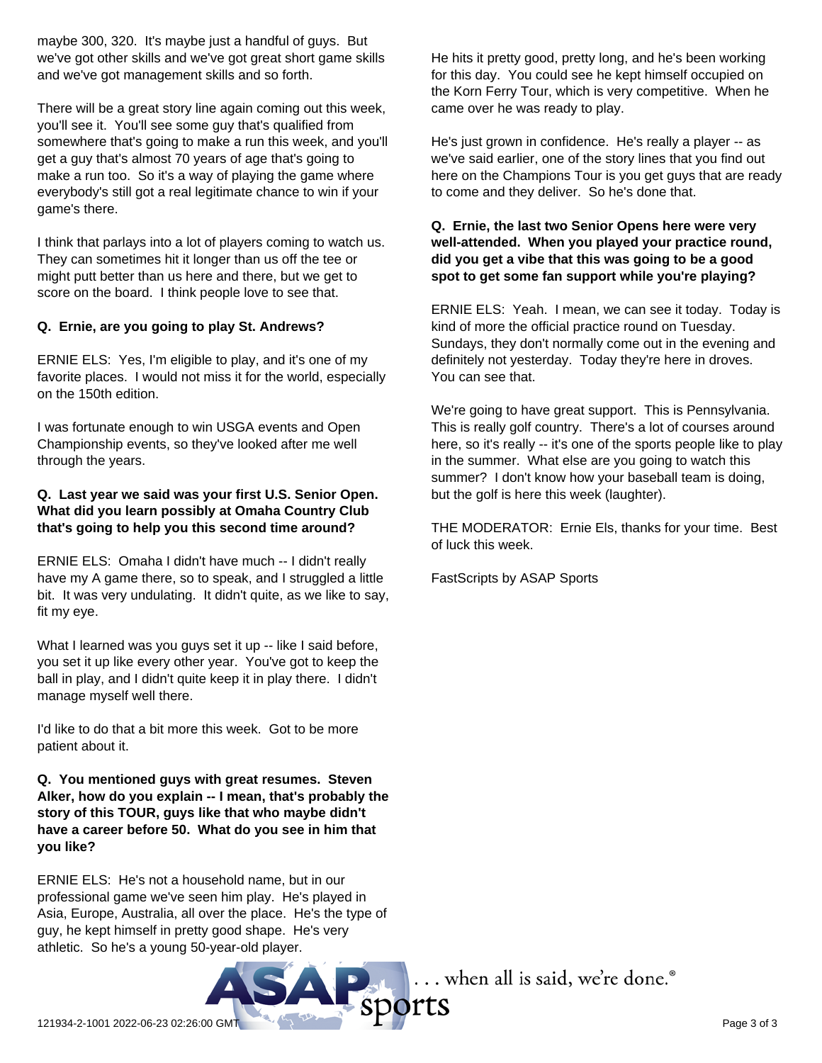maybe 300, 320. It's maybe just a handful of guys. But we've got other skills and we've got great short game skills and we've got management skills and so forth.

There will be a great story line again coming out this week, you'll see it. You'll see some guy that's qualified from somewhere that's going to make a run this week, and you'll get a guy that's almost 70 years of age that's going to make a run too. So it's a way of playing the game where everybody's still got a real legitimate chance to win if your game's there.

I think that parlays into a lot of players coming to watch us. They can sometimes hit it longer than us off the tee or might putt better than us here and there, but we get to score on the board. I think people love to see that.

**Q. Ernie, are you going to play St. Andrews?**

ERNIE ELS: Yes, I'm eligible to play, and it's one of my favorite places. I would not miss it for the world, especially on the 150th edition.

I was fortunate enough to win USGA events and Open Championship events, so they've looked after me well through the years.

**Q. Last year we said was your first U.S. Senior Open. What did you learn possibly at Omaha Country Club that's going to help you this second time around?**

ERNIE ELS: Omaha I didn't have much -- I didn't really have my A game there, so to speak, and I struggled a little bit. It was very undulating. It didn't quite, as we like to say, fit my eye.

What I learned was you guys set it up -- like I said before, you set it up like every other year. You've got to keep the ball in play, and I didn't quite keep it in play there. I didn't manage myself well there.

I'd like to do that a bit more this week. Got to be more patient about it.

**Q. You mentioned guys with great resumes. Steven Alker, how do you explain -- I mean, that's probably the story of this TOUR, guys like that who maybe didn't have a career before 50. What do you see in him that you like?**

ERNIE ELS: He's not a household name, but in our professional game we've seen him play. He's played in Asia, Europe, Australia, all over the place. He's the type of guy, he kept himself in pretty good shape. He's very athletic. So he's a young 50-year-old player.

He hits it pretty good, pretty long, and he's been working for this day. You could see he kept himself occupied on the Korn Ferry Tour, which is very competitive. When he came over he was ready to play.

He's just grown in confidence. He's really a player -- as we've said earlier, one of the story lines that you find out here on the Champions Tour is you get guys that are ready to come and they deliver. So he's done that.

**Q. Ernie, the last two Senior Opens here were very well-attended. When you played your practice round, did you get a vibe that this was going to be a good spot to get some fan support while you're playing?**

ERNIE ELS: Yeah. I mean, we can see it today. Today is kind of more the official practice round on Tuesday. Sundays, they don't normally come out in the evening and definitely not yesterday. Today they're here in droves. You can see that.

We're going to have great support. This is Pennsylvania. This is really golf country. There's a lot of courses around here, so it's really -- it's one of the sports people like to play in the summer. What else are you going to watch this summer? I don't know how your baseball team is doing, but the golf is here this week (laughter).

THE MODERATOR: Ernie Els, thanks for your time. Best of luck this week.

FastScripts by ASAP Sports